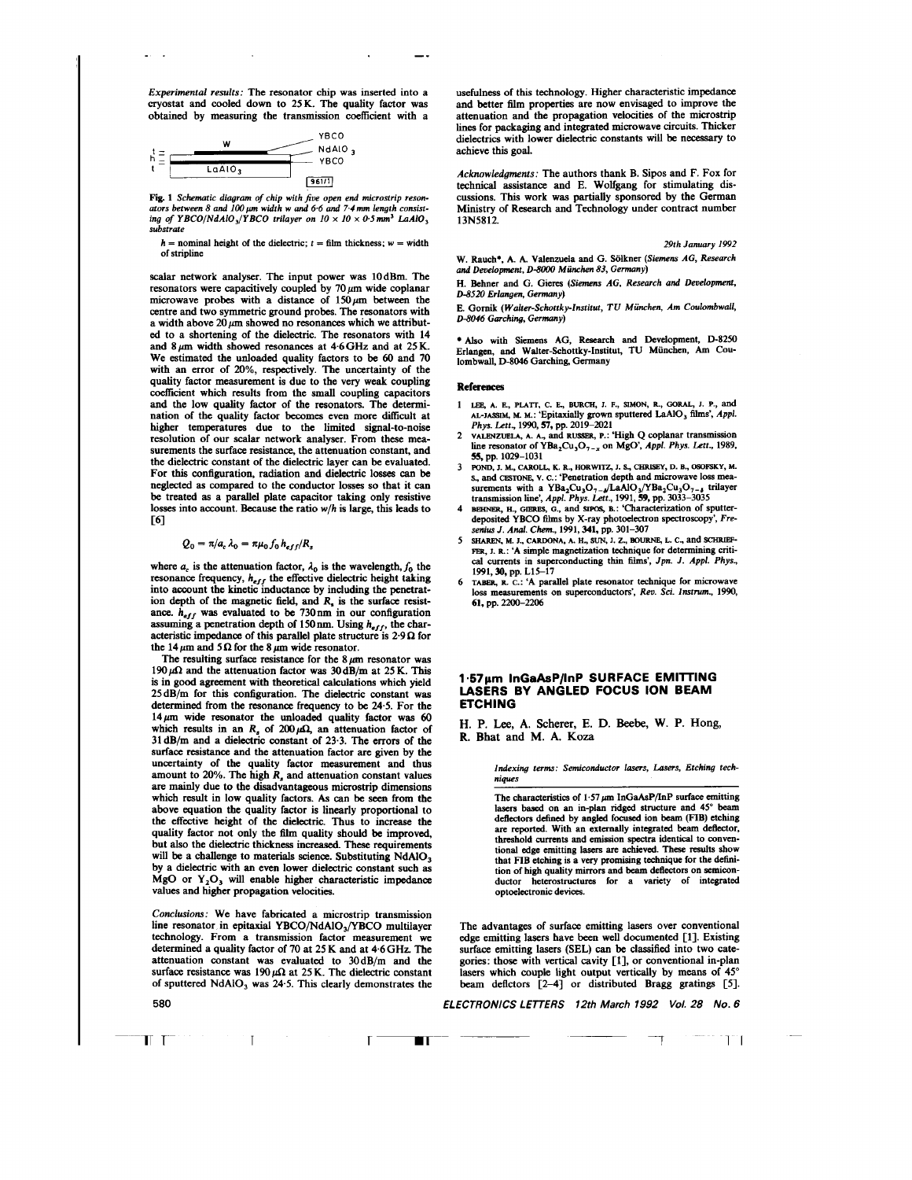*Experimental results:* The resonator chip was inserted into a cryostat and cooled down to 25 K. The quality factor was obtained by measuring the transmission coefficient with a

**Fig. 1** *Schematic diagram of chip with five open end microstrip resonators between 8 and 100 μm width w and 6·6 and 7·4 mm length consisting of YBCO/NdAlO$_3$/YBCO trilayer on 10 × 10 × 0·5 mm$^3$ LaAlO$_3$ substrate*

$h$ = nominal height of the dielectric; $t$ = film thickness; $w$ = width of stripline

scalar network analyser. The input power was 10 dBm. The resonators were capacitively coupled by 70 μm wide coplanar microwave probes with a distance of 150 μm between the centre and two symmetric ground probes. The resonators with a width above 20 μm showed no resonances which we attributed to a shortening of the dielectric. The resonators with 14 and 8 μm width showed resonances at 4·6 GHz and at 25 K. We estimated the unloaded quality factors to be 60 and 70 with an error of 20%, respectively. The uncertainty of the quality factor measurement is due to the very weak coupling coefficient which results from the small coupling capacitors and the low quality factor of the resonators. The determination of the quality factor becomes even more difficult at higher temperatures due to the limited signal-to-noise resolution of our scalar network analyser. From these measurements the surface resistance, the attenuation constant, and the dielectric constant of the dielectric layer can be evaluated. For this configuration, radiation and dielectric losses can be neglected as compared to the conductor losses so that it can be treated as a parallel plate capacitor taking only resistive losses into account. Because the ratio $w/h$ is large, this leads to [6]

$$Q_0 = \pi/a_c\,\lambda_0 = \pi\mu_0 f_0 h_{eff}/R_s$$

where $a_c$ is the attenuation factor, $\lambda_0$ is the wavelength, $f_0$ the resonance frequency, $h_{eff}$ the effective dielectric height taking into account the kinetic inductance by including the penetration depth of the magnetic field, and $R_s$ is the surface resistance. $h_{eff}$ was evaluated to be 730 nm in our configuration assuming a penetration depth of 150 nm. Using $h_{eff}$, the characteristic impedance of this parallel plate structure is 2·9 Ω for the 14 μm and 5 Ω for the 8 μm wide resonator.

The resulting surface resistance for the 8 μm resonator was 190 μΩ and the attenuation factor was 30 dB/m at 25 K. This is in good agreement with theoretical calculations which yield 25 dB/m for this configuration. The dielectric constant was determined from the resonance frequency to be 24·5. For the 14 μm wide resonator the unloaded quality factor was 60 which results in an $R_s$ of 200 μΩ, an attenuation factor of 31 dB/m and a dielectric constant of 23·3. The errors of the surface resistance and the attenuation factor are given by the uncertainty of the quality factor measurement and thus amount to 20%. The high $R_s$ and attenuation constant values are mainly due to the disadvantageous microstrip dimensions which result in low quality factors. As can be seen from the above equation the quality factor is linearly proportional to the effective height of the dielectric. Thus to increase the quality factor not only the film quality should be improved, but also the dielectric thickness increased. These requirements will be a challenge to materials science. Substituting $NdAlO_3$ by a dielectric with an even lower dielectric constant such as MgO or $Y_2O_3$ will enable higher characteristic impedance values and higher propagation velocities.

*Conclusions:* We have fabricated a microstrip transmission line resonator in epitaxial YBCO/$NdAlO_3$/YBCO multilayer technology. From a transmission factor measurement we determined a quality factor of 70 at 25 K and at 4·6 GHz. The attenuation constant was evaluated to 30 dB/m and the surface resistance was 190 μΩ at 25 K. The dielectric constant of sputtered $NdAlO_3$ was 24·5. This clearly demonstrates the usefulness of this technology. Higher characteristic impedance and better film properties are now envisaged to improve the attenuation and the propagation velocities of the microstrip lines for packaging and integrated microwave circuits. Thicker dielectrics with lower dielectric constants will be necessary to achieve this goal.

*Acknowledgments:* The authors thank B. Sipos and F. Fox for technical assistance and E. Wolfgang for stimulating discussions. This work was partially sponsored by the German Ministry of Research and Technology under contract number 13N5812.

*29th January 1992*

W. Rauch*, A. A. Valenzuela and G. Sölkner (*Siemens AG, Research and Development, D-8000 München 83, Germany*)

H. Behner and G. Gieres (*Siemens AG, Research and Development, D-8520 Erlangen, Germany*)

E. Gornik (*Walter-Schottky-Institut, TU München, Am Coulombwall, D-8046 Garching, Germany*)

\* Also with Siemens AG, Research and Development, D-8250 Erlangen, and Walter-Schottky-Institut, TU München, Am Coulombwall, D-8046 Garching, Germany

## References

1. LEE, A. E., PLATT, C. E., BURCH, J. F., SIMON, R., GORAL, J. P., and AL-JASSIM, M. M.: 'Epitaxially grown sputtered $LaAlO_3$ films', *Appl. Phys. Lett.*, 1990, **57**, pp. 2019–2021
2. VALENZUELA, A. A., and RUSSER, P.: 'High Q coplanar transmission line resonator of $YBa_2Cu_3O_{7-x}$ on MgO', *Appl. Phys. Lett.*, 1989, **55**, pp. 1029–1031
3. POND, J. M., CAROLL, K. R., HORWITZ, J. S., CHRISEY, D. B., OSOFSKY, M. S., and CESTONE, V. C.: 'Penetration depth and microwave loss measurements with a $YBa_2Cu_3O_{7-\delta}/LaAlO_3/YBa_2Cu_3O_{7-\delta}$ trilayer transmission line', *Appl. Phys. Lett.*, 1991, **59**, pp. 3033–3035
4. BEHNER, H., GIERES, G., and SIPOS, B.: 'Characterization of sputter-deposited YBCO films by X-ray photoelectron spectroscopy', *Fresenius J. Anal. Chem.*, 1991, **341**, pp. 301–307
5. SHAREN, M. J., CARDONA, A. H., SUN, J. Z., BOURNE, L. C., and SCHRIEFFER, J. R.: 'A simple magnetization technique for determining critical currents in superconducting thin films', *Jpn. J. Appl. Phys.*, 1991, **30**, pp. L15–17
6. TABER, R. C.: 'A parallel plate resonator technique for microwave loss measurements on superconductors', *Rev. Sci. Instrum.*, 1990, **61**, pp. 2200–2206

# 1·57 μm InGaAsP/InP SURFACE EMITTING LASERS BY ANGLED FOCUS ION BEAM ETCHING

H. P. Lee, A. Scherer, E. D. Beebe, W. P. Hong, R. Bhat and M. A. Koza

*Indexing terms: Semiconductor lasers, Lasers, Etching techniques*

The characteristics of 1·57 μm InGaAsP/InP surface emitting lasers based on an in-plan ridged structure and 45° beam deflectors defined by angled focused ion beam (FIB) etching are reported. With an externally integrated beam deflector, threshold currents and emission spectra identical to conventional edge emitting lasers are achieved. These results show that FIB etching is a very promising technique for the definition of high quality mirrors and beam deflectors on semiconductor heterostructures for a variety of integrated optoelectronic devices.

The advantages of surface emitting lasers over conventional edge emitting lasers have been well documented [1]. Existing surface emitting lasers (SEL) can be classified into two categories: those with vertical cavity [1], or conventional in-plan lasers which couple light output vertically by means of 45° beam deflectors [2–4] or distributed Bragg gratings [5].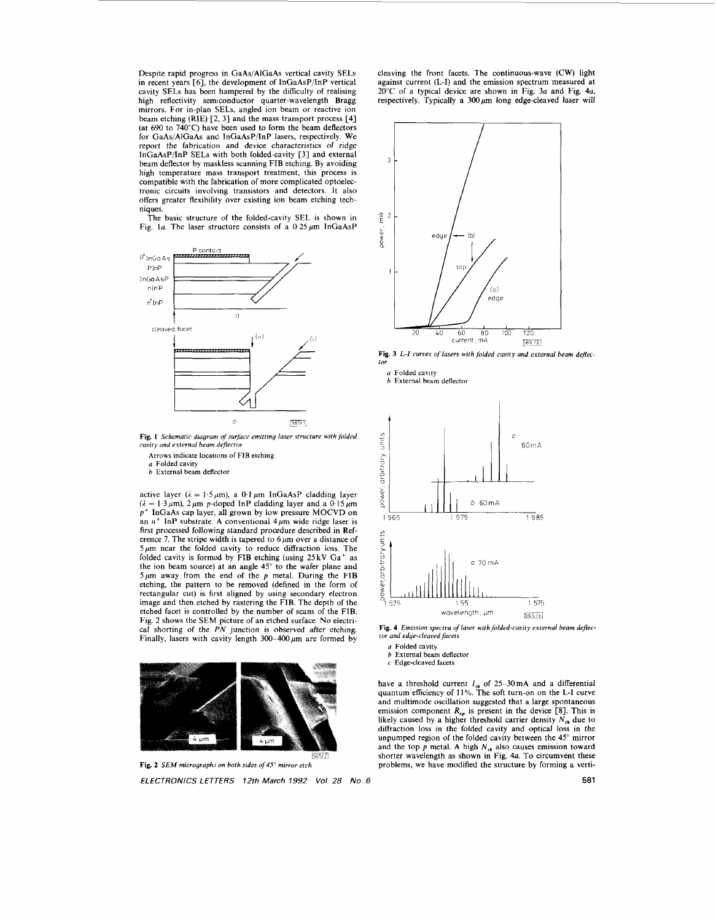Despite rapid progress in GaAs/AlGaAs vertical cavity SELs in recent years [6], the development of InGaAsP/InP vertical cavity SELs has been hampered by the difficulty of realising high reflectivity semiconductor quarter-wavelength Bragg mirrors. For in-plan SELs, angled ion beam or reactive ion beam etching (RIE) [2, 3] and the mass transport process [4] (at 690 to 740°C) have been used to form the beam deflectors for GaAs/AlGaAs and InGaAsP/InP lasers, respectively. We report the fabrication and device characteristics of ridge InGaAsP/InP SELs with both folded-cavity [3] and external beam deflector by maskless scanning FIB etching. By avoiding high temperature mass transport treatment, this process is compatible with the fabrication of more complicated optoelectronic circuits involving transistors and detectors. It also offers greater flexibility over existing ion beam etching techniques.

The basic structure of the folded-cavity SEL is shown in Fig. 1*a*. The laser structure consists of a 0·25 μm InGaAsP active layer ($\lambda$ = 1·5 μm), a 0·1 μm InGaAsP cladding layer ($\lambda$ = 1·3 μm), 2 μm *p*-doped InP cladding layer and a 0·15 μm $p^+$ InGaAs cap layer, all grown by low pressure MOCVD on an $n^+$ InP substrate. A conventional 4 μm wide ridge laser is first processed following standard procedure described in Reference 7. The stripe width is tapered to 6 μm over a distance of 5 μm near the folded cavity to reduce diffraction loss. The folded cavity is formed by FIB etching (using 25 kV $Ga^+$ as the ion beam source) at an angle 45° to the wafer plane and 5 μm away from the end of the *p* metal. During the FIB etching, the pattern to be removed (defined in the form of rectangular cut) is first aligned by using secondary electron image and then etched by rastering the FIB. The depth of the etched facet is controlled by the number of scans of the FIB. Fig. 2 shows the SEM picture of an etched surface. No electrical shorting of the *PN* junction is observed after etching. Finally, lasers with cavity length 300–400 μm are formed by cleaving the front facets. The continuous-wave (CW) light against current (L-I) and the emission spectrum measured at 20°C of a typical device are shown in Fig. 3*a* and Fig. 4*a*, respectively. Typically a 300 μm long edge-cleaved laser will have a threshold current $I_{th}$ of 25–30 mA and a differential quantum efficiency of 11%. The soft turn-on on the L-I curve and multimode oscillation suggested that a large spontaneous emission component $R_{sp}$ is present in the device [8]. This is likely caused by a higher threshold carrier density $N_{th}$ due to diffraction loss in the folded cavity and optical loss in the unpumped region of the folded cavity between the 45° mirror and the top *p* metal. A high $N_{th}$ also causes emission toward shorter wavelength as shown in Fig. 4*a*. To circumvent these problems, we have modified the structure by forming a verti-

**Fig. 1** *Schematic diagram of surface emitting laser structure with folded cavity and external beam deflector*

Arrows indicate locations of FIB etching
*a* Folded cavity
*b* External beam deflector

**Fig. 2** *SEM micrographs on both sides of 45° mirror etch*

**Fig. 3** *L-I curves of lasers with folded cavity and external beam deflector*

*a* Folded cavity
*b* External beam deflector

**Fig. 4** *Emission spectra of laser with folded-cavity external beam deflector and edge-cleaved facets*

*a* Folded cavity
*b* External beam deflector
*c* Edge-cleaved facets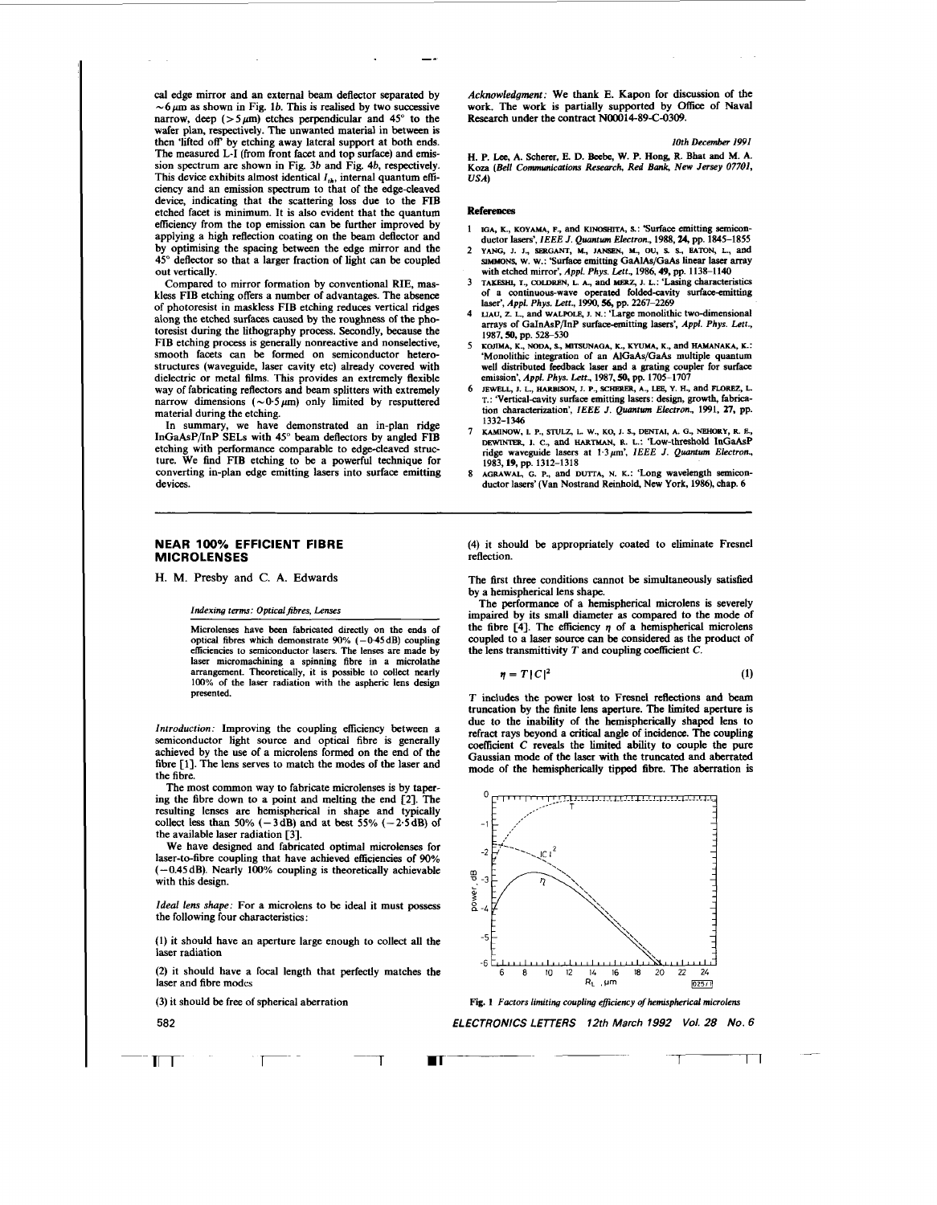cal edge mirror and an external beam deflector separated by ~6 μm as shown in Fig. 1*b*. This is realised by two successive narrow, deep (>5 μm) etches perpendicular and 45° to the wafer plan, respectively. The unwanted material in between is then 'lifted off' by etching away lateral support at both ends. The measured L-I (from front facet and top surface) and emission spectrum are shown in Fig. 3*b* and Fig. 4*b*, respectively. This device exhibits almost identical $I_{th}$, internal quantum efficiency and an emission spectrum to that of the edge-cleaved device, indicating that the scattering loss due to the FIB etched facet is minimum. It is also evident that the quantum efficiency from the top emission can be further improved by applying a high reflection coating on the beam deflector and by optimising the spacing between the edge mirror and the 45° deflector so that a larger fraction of light can be coupled out vertically.

Compared to mirror formation by conventional RIE, maskless FIB etching offers a number of advantages. The absence of photoresist in maskless FIB etching reduces vertical ridges along the etched surfaces caused by the roughness of the photoresist during the lithography process. Secondly, because the FIB etching process is generally nonreactive and nonselective, smooth facets can be formed on semiconductor heterostructures (waveguide, laser cavity etc) already covered with dielectric or metal films. This provides an extremely flexible way of fabricating reflectors and beam splitters with extremely narrow dimensions (~0·5 μm) only limited by resputtered material during the etching.

In summary, we have demonstrated an in-plan ridge InGaAsP/InP SELs with 45° beam deflectors by angled FIB etching with performance comparable to edge-cleaved structure. We find FIB etching to be a powerful technique for converting in-plan edge emitting lasers into surface emitting devices.

*Acknowledgment:* We thank E. Kapon for discussion of the work. The work is partially supported by Office of Naval Research under the contract N00014-89-C-0309.

*10th December 1991*

H. P. Lee, A. Scherer, E. D. Beebe, W. P. Hong, R. Bhat and M. A. Koza (*Bell Communications Research, Red Bank, New Jersey 07701, USA*)

**References**

1. IGA, K., KOYAMA, F., and KINOSHITA, S.: 'Surface emitting semiconductor lasers', *IEEE J. Quantum Electron.*, 1988, **24**, pp. 1845–1855
2. YANG, J. J., SERGANT, M., JANSEN, M., OU, S. S., EATON, L., and SIMMONS, W. W.: 'Surface emitting GaAlAs/GaAs linear laser array with etched mirror', *Appl. Phys. Lett.*, 1986, **49**, pp. 1138–1140
3. TAKESHI, T., COLDREN, L. A., and MERZ, J. L.: 'Lasing characteristics of a continuous-wave operated folded-cavity surface-emitting laser', *Appl. Phys. Lett.*, 1990, **56**, pp. 2267–2269
4. LIAU, Z. L., and WALPOLE, J. N.: 'Large monolithic two-dimensional arrays of GaInAsP/InP surface-emitting lasers', *Appl. Phys. Lett.*, 1987, **50**, pp. 528–530
5. KOJIMA, K., NODA, S., MITSUNAGA, K., KYUMA, K., and HAMANAKA, K.: 'Monolithic integration of an AlGaAs/GaAs multiple quantum well distributed feedback laser and a grating coupler for surface emission', *Appl. Phys. Lett.*, 1987, **50**, pp. 1705–1707
6. JEWELL, J. L., HARBISON, J. P., SCHERER, A., LEE, Y. H., and FLOREZ, L. T.: 'Vertical-cavity surface emitting lasers: design, growth, fabrication characterization', *IEEE J. Quantum Electron.*, 1991, **27**, pp. 1332–1346
7. KAMINOW, I. P., STULZ, L. W., KO, J. S., DENTAI, A. G., NEHORY, R. E., DEWINTER, J. C., and HARTMAN, R. L.: 'Low-threshold InGaAsP ridge waveguide lasers at 1·3 μm', *IEEE J. Quantum Electron.*, 1983, **19**, pp. 1312–1318
8. AGRAWAL, G. P., and DUTTA, N. K.: 'Long wavelength semiconductor lasers' (Van Nostrand Reinhold, New York, 1986), chap. 6

## NEAR 100% EFFICIENT FIBRE MICROLENSES

H. M. Presby and C. A. Edwards

*Indexing terms: Optical fibres, Lenses*

Microlenses have been fabricated directly on the ends of optical fibres which demonstrate 90% (−0·45 dB) coupling efficiencies to semiconductor lasers. The lenses are made by laser micromachining a spinning fibre in a microlathe arrangement. Theoretically, it is possible to collect nearly 100% of the laser radiation with the aspheric lens design presented.

*Introduction:* Improving the coupling efficiency between a semiconductor light source and optical fibre is generally achieved by the use of a microlens formed on the end of the fibre [1]. The lens serves to match the modes of the laser and the fibre.

The most common way to fabricate microlenses is by tapering the fibre down to a point and melting the end [2]. The resulting lenses are hemispherical in shape and typically collect less than 50% (−3 dB) and at best 55% (−2·5 dB) of the available laser radiation [3].

We have designed and fabricated optimal microlenses for laser-to-fibre coupling that have achieved efficiencies of 90% (−0·45 dB). Nearly 100% coupling is theoretically achievable with this design.

*Ideal lens shape:* For a microlens to be ideal it must possess the following four characteristics:

(1) it should have an aperture large enough to collect all the laser radiation

(2) it should have a focal length that perfectly matches the laser and fibre modes

(3) it should be free of spherical aberration

(4) it should be appropriately coated to eliminate Fresnel reflection.

The first three conditions cannot be simultaneously satisfied by a hemispherical lens shape.

The performance of a hemispherical microlens is severely impaired by its small diameter as compared to the mode of the fibre [4]. The efficiency $\eta$ of a hemispherical microlens coupled to a laser source can be considered as the product of the lens transmittivity $T$ and coupling coefficient $C$.

$$\eta = T|C|^2 \tag{1}$$

$T$ includes the power lost to Fresnel reflections and beam truncation by the finite lens aperture. The limited aperture is due to the inability of the hemispherically shaped lens to refract rays beyond a critical angle of incidence. The coupling coefficient $C$ reveals the limited ability to couple the pure Gaussian mode of the laser with the truncated and aberrated mode of the hemispherically tipped fibre. The aberration is

0
-1
-2
-3
-4
-5
-6
power, dB
T
$|C|^2$
$\eta$
6 8 10 12 14 16 18 20 22 24
$R_L$, μm
025/1

**Fig. 1** *Factors limiting coupling efficiency of hemispherical microlens*